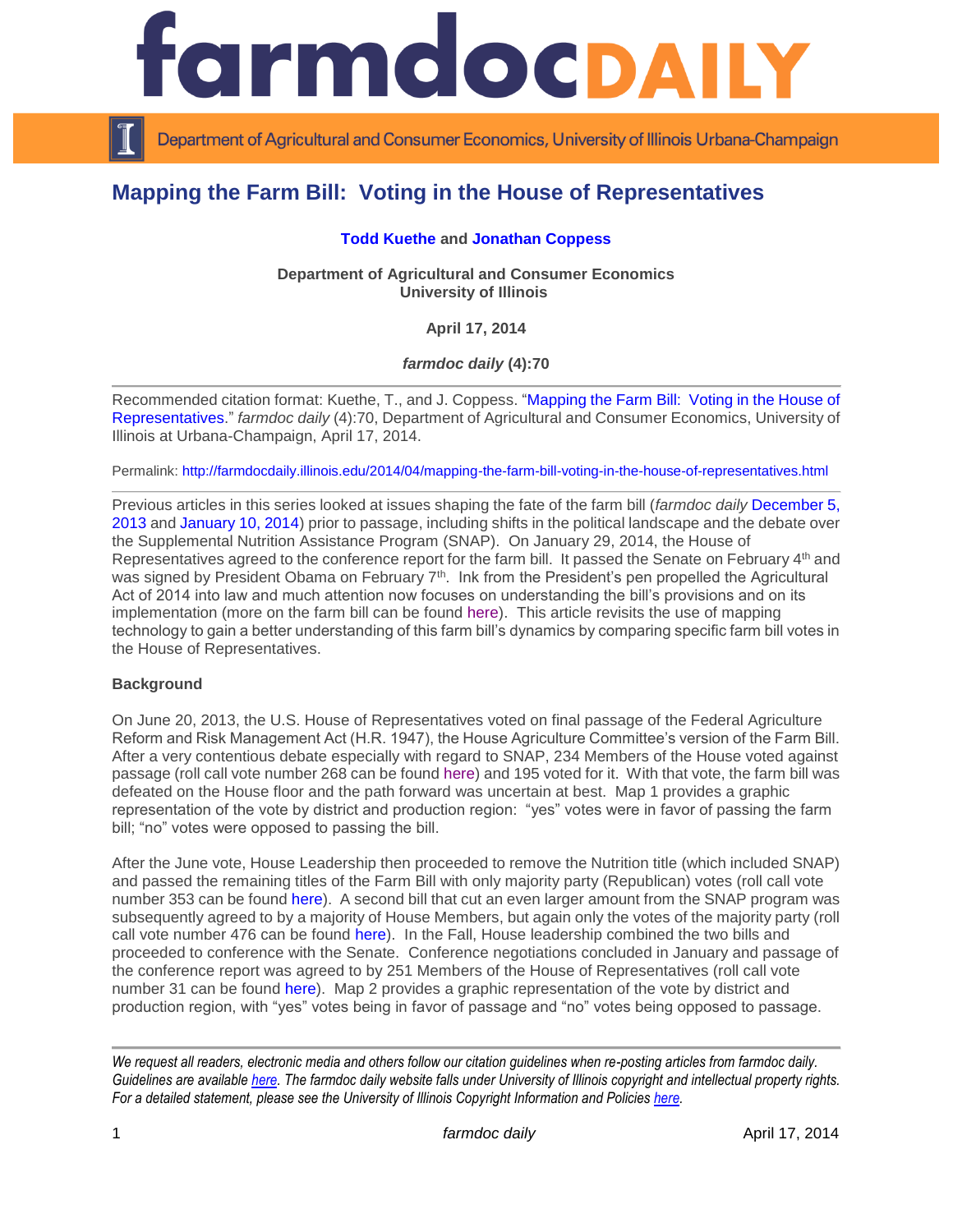# Mapping the Farm Bill: Voting in the House of Representatives

**Todd Kuethe** and **Jonathan Coppess**

**Department of Agricultural and Consumer Economics**
**University of Illinois**

**April 17, 2014**

***farmdoc daily* (4):70**

Recommended citation format: Kuethe, T., and J. Coppess. "Mapping the Farm Bill: Voting in the House of Representatives." *farmdoc daily* (4):70, Department of Agricultural and Consumer Economics, University of Illinois at Urbana-Champaign, April 17, 2014.

Permalink: http://farmdocdaily.illinois.edu/2014/04/mapping-the-farm-bill-voting-in-the-house-of-representatives.html

Previous articles in this series looked at issues shaping the fate of the farm bill (*farmdoc daily* December 5, 2013 and January 10, 2014) prior to passage, including shifts in the political landscape and the debate over the Supplemental Nutrition Assistance Program (SNAP). On January 29, 2014, the House of Representatives agreed to the conference report for the farm bill. It passed the Senate on February 4th and was signed by President Obama on February 7th. Ink from the President's pen propelled the Agricultural Act of 2014 into law and much attention now focuses on understanding the bill's provisions and on its implementation (more on the farm bill can be found here). This article revisits the use of mapping technology to gain a better understanding of this farm bill's dynamics by comparing specific farm bill votes in the House of Representatives.

**Background**

On June 20, 2013, the U.S. House of Representatives voted on final passage of the Federal Agriculture Reform and Risk Management Act (H.R. 1947), the House Agriculture Committee's version of the Farm Bill. After a very contentious debate especially with regard to SNAP, 234 Members of the House voted against passage (roll call vote number 268 can be found here) and 195 voted for it. With that vote, the farm bill was defeated on the House floor and the path forward was uncertain at best. Map 1 provides a graphic representation of the vote by district and production region: "yes" votes were in favor of passing the farm bill; "no" votes were opposed to passing the bill.

After the June vote, House Leadership then proceeded to remove the Nutrition title (which included SNAP) and passed the remaining titles of the Farm Bill with only majority party (Republican) votes (roll call vote number 353 can be found here). A second bill that cut an even larger amount from the SNAP program was subsequently agreed to by a majority of House Members, but again only the votes of the majority party (roll call vote number 476 can be found here). In the Fall, House leadership combined the two bills and proceeded to conference with the Senate. Conference negotiations concluded in January and passage of the conference report was agreed to by 251 Members of the House of Representatives (roll call vote number 31 can be found here). Map 2 provides a graphic representation of the vote by district and production region, with "yes" votes being in favor of passage and "no" votes being opposed to passage.

*We request all readers, electronic media and others follow our citation guidelines when re-posting articles from farmdoc daily. Guidelines are available here. The farmdoc daily website falls under University of Illinois copyright and intellectual property rights. For a detailed statement, please see the University of Illinois Copyright Information and Policies here.*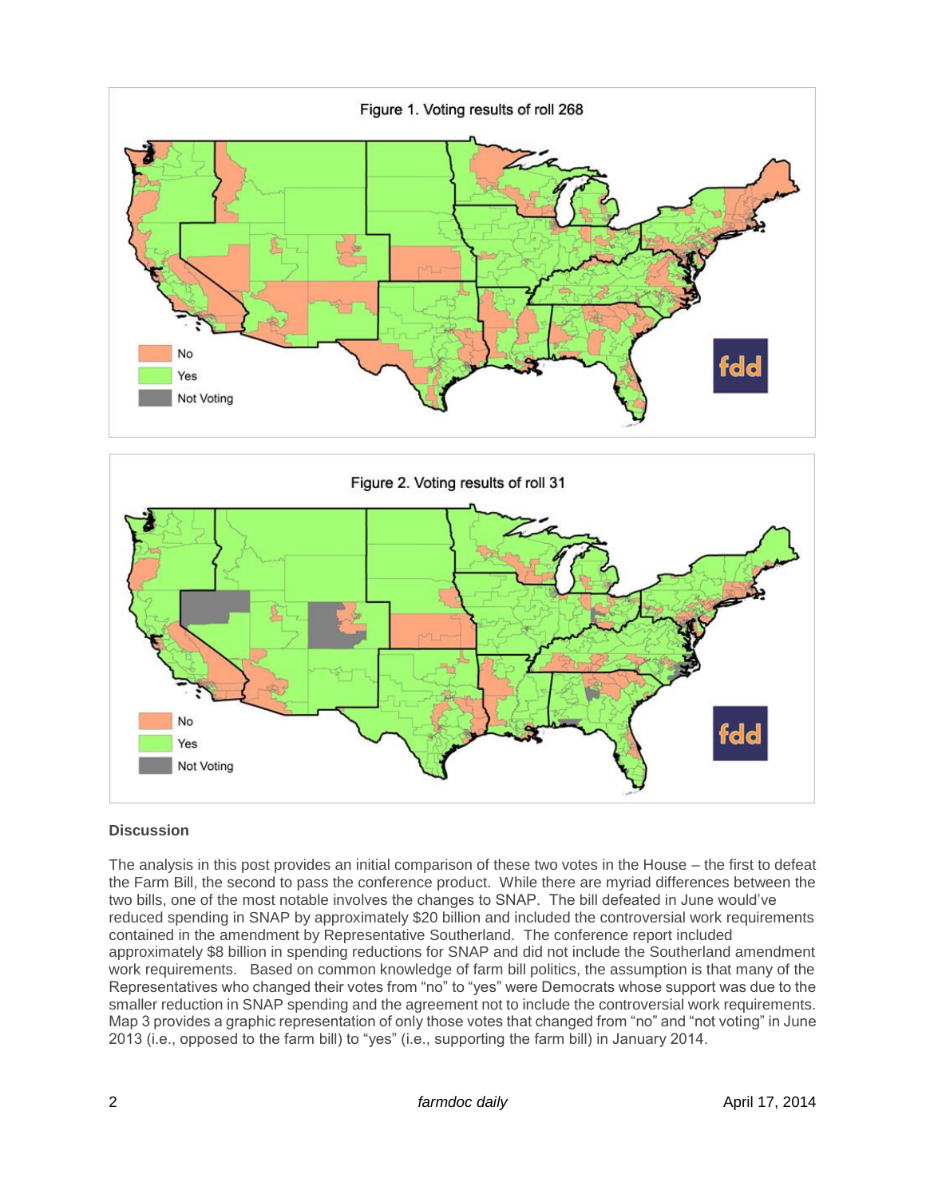Figure 1. Voting results of roll 268

Figure 2. Voting results of roll 31

### Discussion

The analysis in this post provides an initial comparison of these two votes in the House – the first to defeat the Farm Bill, the second to pass the conference product. While there are myriad differences between the two bills, one of the most notable involves the changes to SNAP. The bill defeated in June would've reduced spending in SNAP by approximately $20 billion and included the controversial work requirements contained in the amendment by Representative Southerland. The conference report included approximately $8 billion in spending reductions for SNAP and did not include the Southerland amendment work requirements. Based on common knowledge of farm bill politics, the assumption is that many of the Representatives who changed their votes from "no" to "yes" were Democrats whose support was due to the smaller reduction in SNAP spending and the agreement not to include the controversial work requirements. Map 3 provides a graphic representation of only those votes that changed from "no" and "not voting" in June 2013 (i.e., opposed to the farm bill) to "yes" (i.e., supporting the farm bill) in January 2014.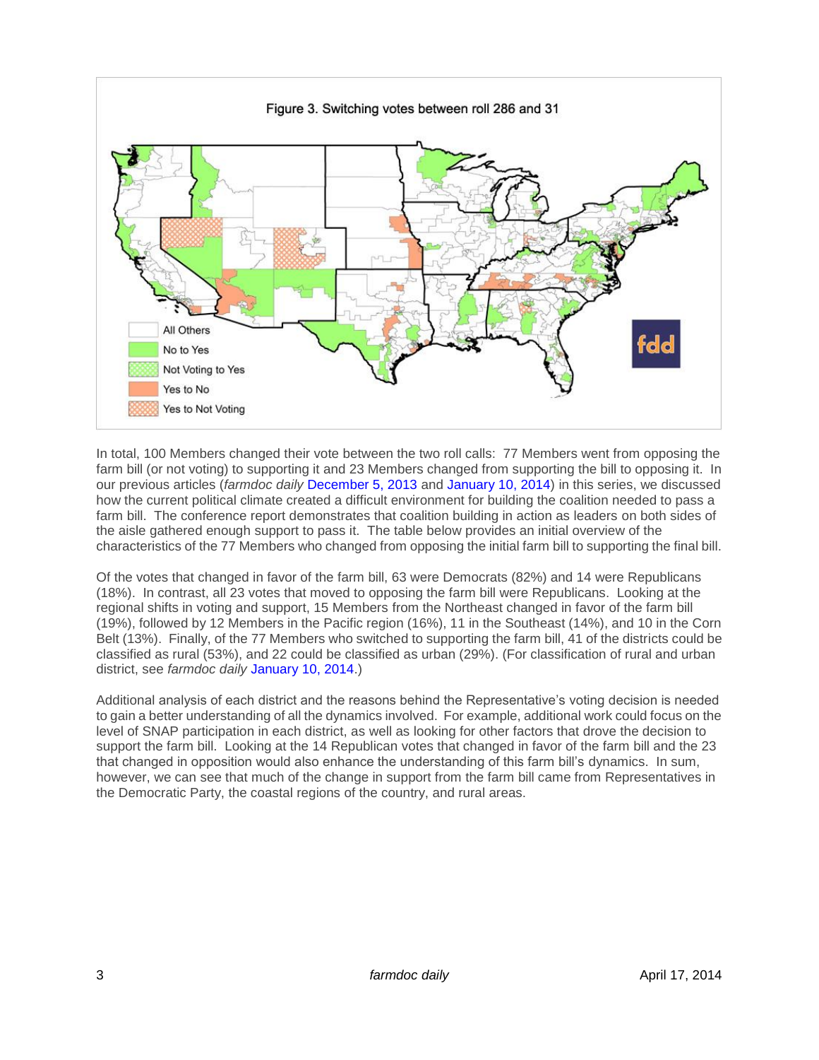Figure 3. Switching votes between roll 286 and 31

All Others

No to Yes

Not Voting to Yes

Yes to No

Yes to Not Voting

In total, 100 Members changed their vote between the two roll calls: 77 Members went from opposing the farm bill (or not voting) to supporting it and 23 Members changed from supporting the bill to opposing it. In our previous articles (*farmdoc daily* December 5, 2013 and January 10, 2014) in this series, we discussed how the current political climate created a difficult environment for building the coalition needed to pass a farm bill. The conference report demonstrates that coalition building in action as leaders on both sides of the aisle gathered enough support to pass it. The table below provides an initial overview of the characteristics of the 77 Members who changed from opposing the initial farm bill to supporting the final bill.

Of the votes that changed in favor of the farm bill, 63 were Democrats (82%) and 14 were Republicans (18%). In contrast, all 23 votes that moved to opposing the farm bill were Republicans. Looking at the regional shifts in voting and support, 15 Members from the Northeast changed in favor of the farm bill (19%), followed by 12 Members in the Pacific region (16%), 11 in the Southeast (14%), and 10 in the Corn Belt (13%). Finally, of the 77 Members who switched to supporting the farm bill, 41 of the districts could be classified as rural (53%), and 22 could be classified as urban (29%). (For classification of rural and urban district, see *farmdoc daily* January 10, 2014.)

Additional analysis of each district and the reasons behind the Representative's voting decision is needed to gain a better understanding of all the dynamics involved. For example, additional work could focus on the level of SNAP participation in each district, as well as looking for other factors that drove the decision to support the farm bill. Looking at the 14 Republican votes that changed in favor of the farm bill and the 23 that changed in opposition would also enhance the understanding of this farm bill's dynamics. In sum, however, we can see that much of the change in support from the farm bill came from Representatives in the Democratic Party, the coastal regions of the country, and rural areas.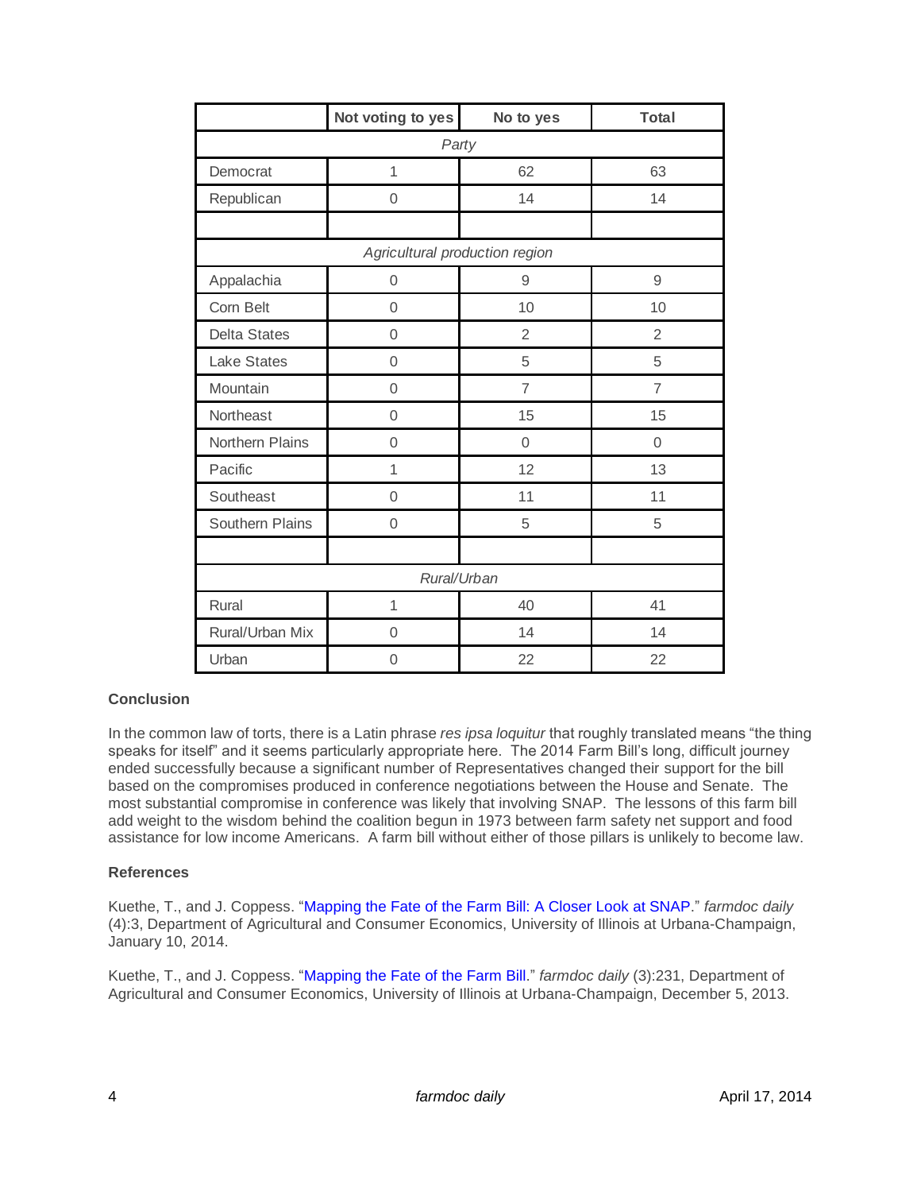| | Not voting to yes | No to yes | Total |
|---|---|---|---|
| *Party* | | | |
| Democrat | 1 | 62 | 63 |
| Republican | 0 | 14 | 14 |
| | | | |
| *Agricultural production region* | | | |
| Appalachia | 0 | 9 | 9 |
| Corn Belt | 0 | 10 | 10 |
| Delta States | 0 | 2 | 2 |
| Lake States | 0 | 5 | 5 |
| Mountain | 0 | 7 | 7 |
| Northeast | 0 | 15 | 15 |
| Northern Plains | 0 | 0 | 0 |
| Pacific | 1 | 12 | 13 |
| Southeast | 0 | 11 | 11 |
| Southern Plains | 0 | 5 | 5 |
| | | | |
| *Rural/Urban* | | | |
| Rural | 1 | 40 | 41 |
| Rural/Urban Mix | 0 | 14 | 14 |
| Urban | 0 | 22 | 22 |

**Conclusion**

In the common law of torts, there is a Latin phrase *res ipsa loquitur* that roughly translated means "the thing speaks for itself" and it seems particularly appropriate here. The 2014 Farm Bill's long, difficult journey ended successfully because a significant number of Representatives changed their support for the bill based on the compromises produced in conference negotiations between the House and Senate. The most substantial compromise in conference was likely that involving SNAP. The lessons of this farm bill add weight to the wisdom behind the coalition begun in 1973 between farm safety net support and food assistance for low income Americans. A farm bill without either of those pillars is unlikely to become law.

**References**

Kuethe, T., and J. Coppess. "Mapping the Fate of the Farm Bill: A Closer Look at SNAP." *farmdoc daily* (4):3, Department of Agricultural and Consumer Economics, University of Illinois at Urbana-Champaign, January 10, 2014.

Kuethe, T., and J. Coppess. "Mapping the Fate of the Farm Bill." *farmdoc daily* (3):231, Department of Agricultural and Consumer Economics, University of Illinois at Urbana-Champaign, December 5, 2013.